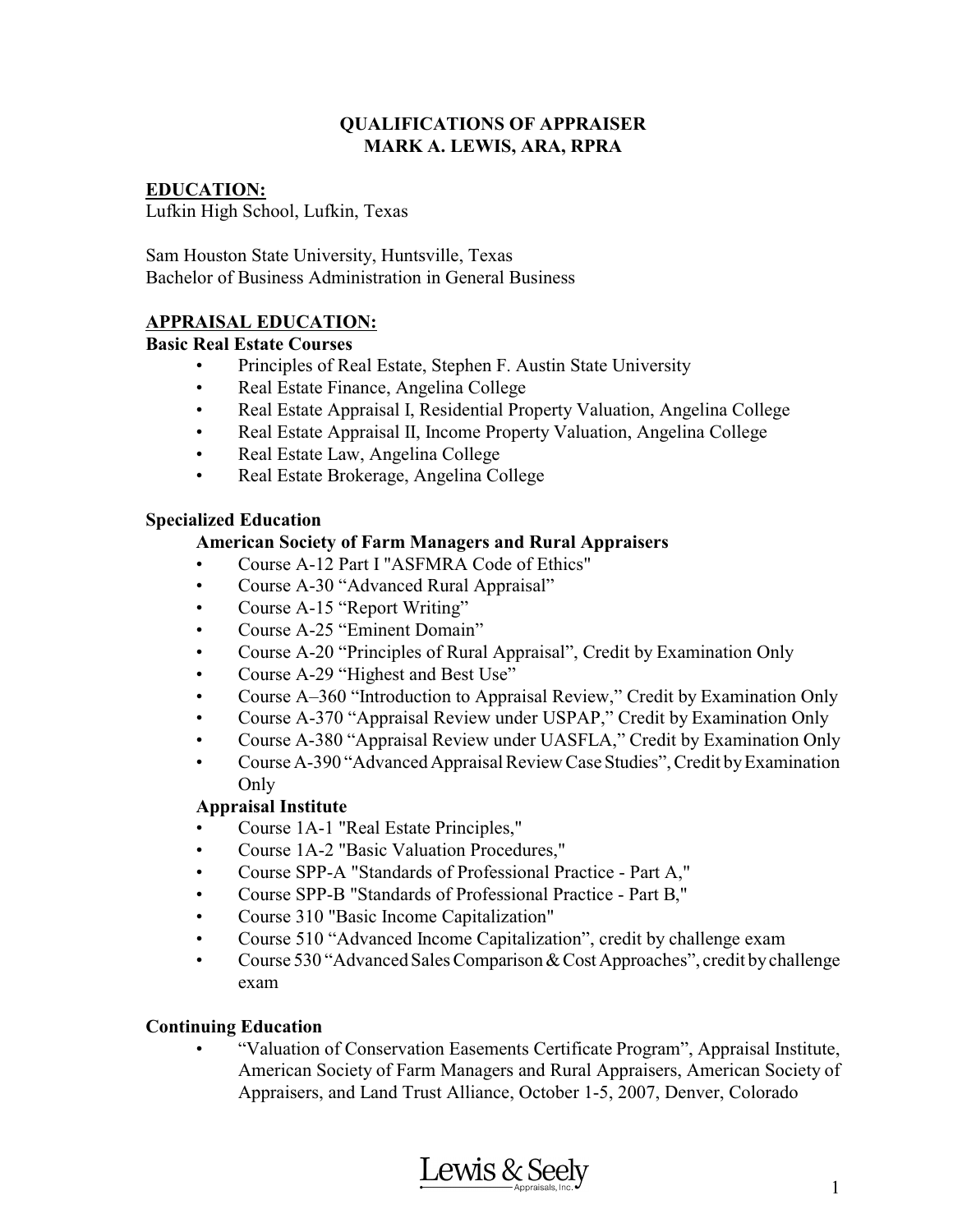# QUALIFICATIONS OF APPRAISER
# MARK A. LEWIS, ARA, RPRA

## EDUCATION:

Lufkin High School, Lufkin, Texas

Sam Houston State University, Huntsville, Texas
Bachelor of Business Administration in General Business

## APPRAISAL EDUCATION:

### Basic Real Estate Courses

- Principles of Real Estate, Stephen F. Austin State University
- Real Estate Finance, Angelina College
- Real Estate Appraisal I, Residential Property Valuation, Angelina College
- Real Estate Appraisal II, Income Property Valuation, Angelina College
- Real Estate Law, Angelina College
- Real Estate Brokerage, Angelina College

### Specialized Education

**American Society of Farm Managers and Rural Appraisers**

- Course A-12 Part I "ASFMRA Code of Ethics"
- Course A-30 "Advanced Rural Appraisal"
- Course A-15 "Report Writing"
- Course A-25 "Eminent Domain"
- Course A-20 "Principles of Rural Appraisal", Credit by Examination Only
- Course A-29 "Highest and Best Use"
- Course A–360 "Introduction to Appraisal Review," Credit by Examination Only
- Course A-370 "Appraisal Review under USPAP," Credit by Examination Only
- Course A-380 "Appraisal Review under UASFLA," Credit by Examination Only
- Course A-390 "Advanced Appraisal Review Case Studies", Credit by Examination Only

**Appraisal Institute**

- Course 1A-1 "Real Estate Principles,"
- Course 1A-2 "Basic Valuation Procedures,"
- Course SPP-A "Standards of Professional Practice - Part A,"
- Course SPP-B "Standards of Professional Practice - Part B,"
- Course 310 "Basic Income Capitalization"
- Course 510 "Advanced Income Capitalization", credit by challenge exam
- Course 530 "Advanced Sales Comparison & Cost Approaches", credit by challenge exam

### Continuing Education

- "Valuation of Conservation Easements Certificate Program", Appraisal Institute, American Society of Farm Managers and Rural Appraisers, American Society of Appraisers, and Land Trust Alliance, October 1-5, 2007, Denver, Colorado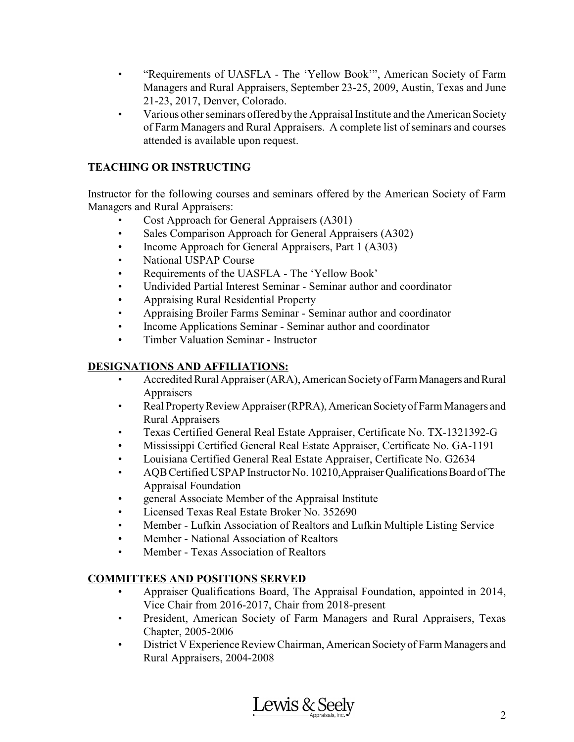- "Requirements of UASFLA - The 'Yellow Book'", American Society of Farm Managers and Rural Appraisers, September 23-25, 2009, Austin, Texas and June 21-23, 2017, Denver, Colorado.
- Various other seminars offered by the Appraisal Institute and the American Society of Farm Managers and Rural Appraisers. A complete list of seminars and courses attended is available upon request.

**TEACHING OR INSTRUCTING**

Instructor for the following courses and seminars offered by the American Society of Farm Managers and Rural Appraisers:

- Cost Approach for General Appraisers (A301)
- Sales Comparison Approach for General Appraisers (A302)
- Income Approach for General Appraisers, Part 1 (A303)
- National USPAP Course
- Requirements of the UASFLA - The 'Yellow Book'
- Undivided Partial Interest Seminar - Seminar author and coordinator
- Appraising Rural Residential Property
- Appraising Broiler Farms Seminar - Seminar author and coordinator
- Income Applications Seminar - Seminar author and coordinator
- Timber Valuation Seminar - Instructor

**DESIGNATIONS AND AFFILIATIONS:**

- Accredited Rural Appraiser (ARA), American Society of Farm Managers and Rural Appraisers
- Real Property Review Appraiser (RPRA), American Society of Farm Managers and Rural Appraisers
- Texas Certified General Real Estate Appraiser, Certificate No. TX-1321392-G
- Mississippi Certified General Real Estate Appraiser, Certificate No. GA-1191
- Louisiana Certified General Real Estate Appraiser, Certificate No. G2634
- AQB Certified USPAP Instructor No. 10210, Appraiser Qualifications Board of The Appraisal Foundation
- general Associate Member of the Appraisal Institute
- Licensed Texas Real Estate Broker No. 352690
- Member - Lufkin Association of Realtors and Lufkin Multiple Listing Service
- Member - National Association of Realtors
- Member - Texas Association of Realtors

**COMMITTEES AND POSITIONS SERVED**

- Appraiser Qualifications Board, The Appraisal Foundation, appointed in 2014, Vice Chair from 2016-2017, Chair from 2018-present
- President, American Society of Farm Managers and Rural Appraisers, Texas Chapter, 2005-2006
- District V Experience Review Chairman, American Society of Farm Managers and Rural Appraisers, 2004-2008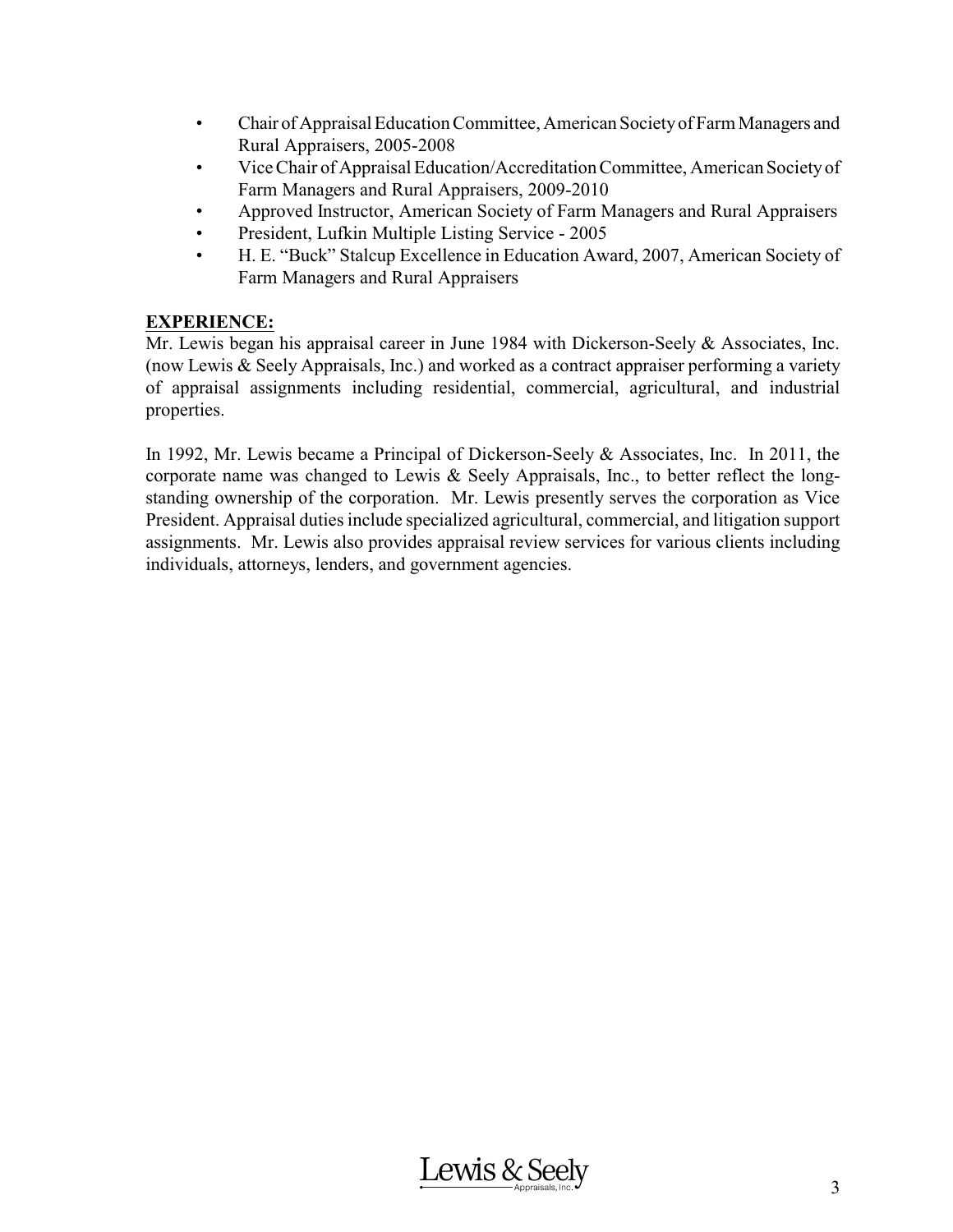- Chair of Appraisal Education Committee, American Society of Farm Managers and Rural Appraisers, 2005-2008
- Vice Chair of Appraisal Education/Accreditation Committee, American Society of Farm Managers and Rural Appraisers, 2009-2010
- Approved Instructor, American Society of Farm Managers and Rural Appraisers
- President, Lufkin Multiple Listing Service - 2005
- H. E. "Buck" Stalcup Excellence in Education Award, 2007, American Society of Farm Managers and Rural Appraisers

**EXPERIENCE:**

Mr. Lewis began his appraisal career in June 1984 with Dickerson-Seely & Associates, Inc. (now Lewis & Seely Appraisals, Inc.) and worked as a contract appraiser performing a variety of appraisal assignments including residential, commercial, agricultural, and industrial properties.

In 1992, Mr. Lewis became a Principal of Dickerson-Seely & Associates, Inc. In 2011, the corporate name was changed to Lewis & Seely Appraisals, Inc., to better reflect the long-standing ownership of the corporation. Mr. Lewis presently serves the corporation as Vice President. Appraisal duties include specialized agricultural, commercial, and litigation support assignments. Mr. Lewis also provides appraisal review services for various clients including individuals, attorneys, lenders, and government agencies.